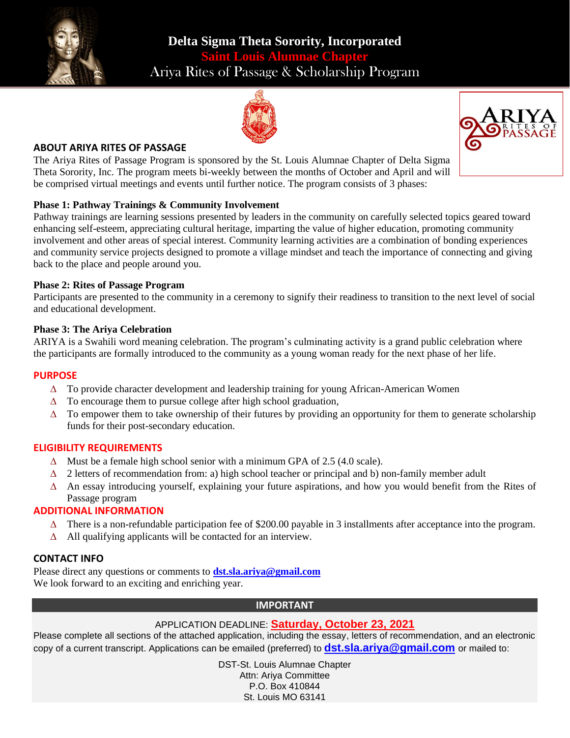# Delta Sigma Theta Sorority, Incorporated

## Saint Louis Alumnae Chapter

## Ariya Rites of Passage & Scholarship Program

### ABOUT ARIYA RITES OF PASSAGE

The Ariya Rites of Passage Program is sponsored by the St. Louis Alumnae Chapter of Delta Sigma Theta Sorority, Inc. The program meets bi-weekly between the months of October and April and will be comprised virtual meetings and events until further notice. The program consists of 3 phases:

**Phase 1: Pathway Trainings & Community Involvement**

Pathway trainings are learning sessions presented by leaders in the community on carefully selected topics geared toward enhancing self-esteem, appreciating cultural heritage, imparting the value of higher education, promoting community involvement and other areas of special interest. Community learning activities are a combination of bonding experiences and community service projects designed to promote a village mindset and teach the importance of connecting and giving back to the place and people around you.

**Phase 2: Rites of Passage Program**

Participants are presented to the community in a ceremony to signify their readiness to transition to the next level of social and educational development.

**Phase 3: The Ariya Celebration**

ARIYA is a Swahili word meaning celebration. The program's culminating activity is a grand public celebration where the participants are formally introduced to the community as a young woman ready for the next phase of her life.

### PURPOSE

- To provide character development and leadership training for young African-American Women
- To encourage them to pursue college after high school graduation,
- To empower them to take ownership of their futures by providing an opportunity for them to generate scholarship funds for their post-secondary education.

### ELIGIBILITY REQUIREMENTS

- Must be a female high school senior with a minimum GPA of 2.5 (4.0 scale).
- 2 letters of recommendation from: a) high school teacher or principal and b) non-family member adult
- An essay introducing yourself, explaining your future aspirations, and how you would benefit from the Rites of Passage program

### ADDITIONAL INFORMATION

- There is a non-refundable participation fee of $200.00 payable in 3 installments after acceptance into the program.
- All qualifying applicants will be contacted for an interview.

### CONTACT INFO

Please direct any questions or comments to **dst.sla.ariya@gmail.com**
We look forward to an exciting and enriching year.

### IMPORTANT

APPLICATION DEADLINE: **Saturday, October 23, 2021**

Please complete all sections of the attached application, including the essay, letters of recommendation, and an electronic copy of a current transcript. Applications can be emailed (preferred) to **dst.sla.ariya@gmail.com** or mailed to:

DST-St. Louis Alumnae Chapter
Attn: Ariya Committee
P.O. Box 410844
St. Louis MO 63141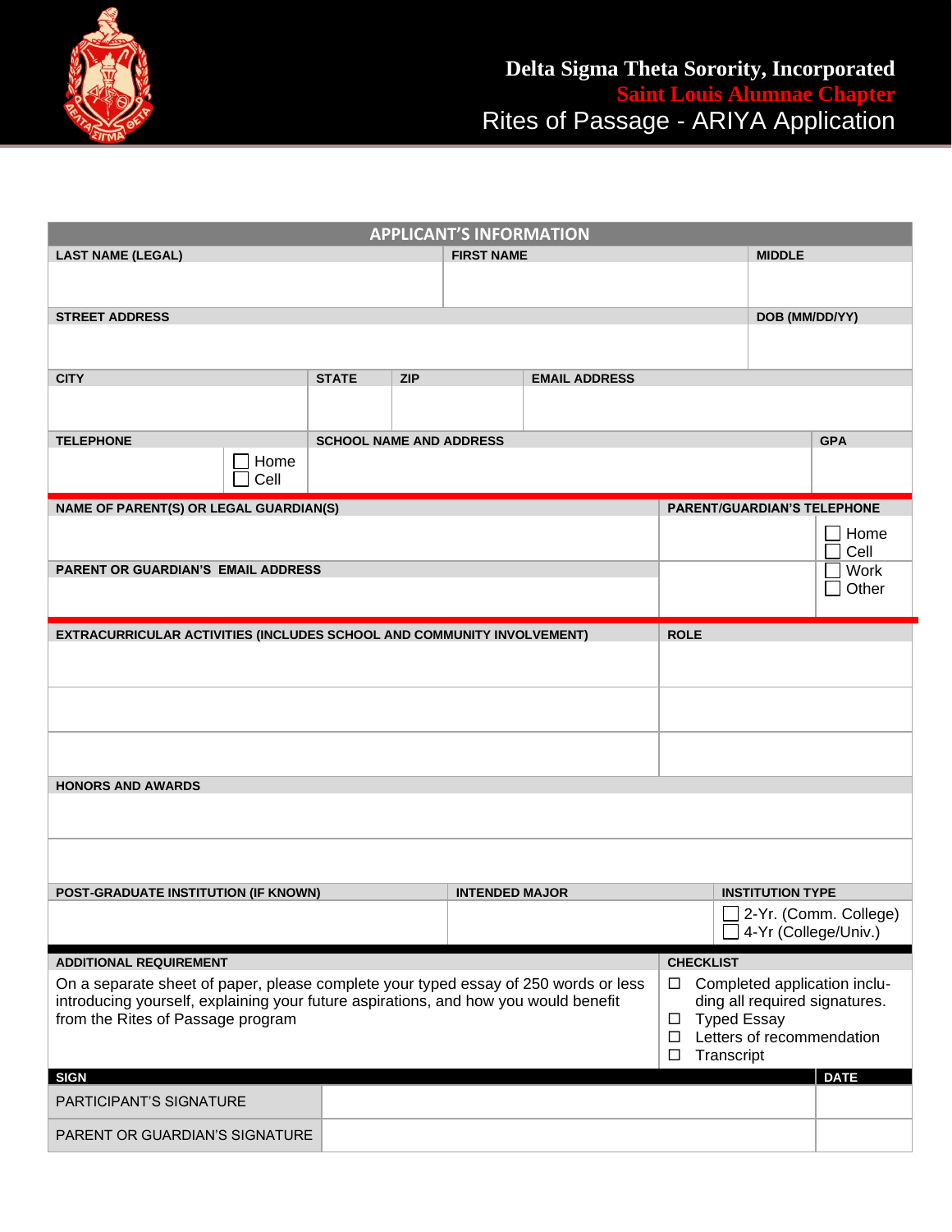# Delta Sigma Theta Sorority, Incorporated

## Saint Louis Alumnae Chapter

## Rites of Passage - ARIYA Application

| APPLICANT'S INFORMATION | | | | |
|---|---|---|---|---|
| LAST NAME (LEGAL) | | FIRST NAME | | MIDDLE |
| | | | | |
| STREET ADDRESS | | | | DOB (MM/DD/YY) |
| | | | | |
| CITY | STATE | ZIP | EMAIL ADDRESS | |
| | | | | |
| TELEPHONE | SCHOOL NAME AND ADDRESS | | | GPA |
| ☐ Home ☐ Cell | | | | |

| NAME OF PARENT(S) OR LEGAL GUARDIAN(S) | PARENT/GUARDIAN'S TELEPHONE | |
|---|---|---|
| | | ☐ Home ☐ Cell |
| PARENT OR GUARDIAN'S EMAIL ADDRESS | | ☐ Work ☐ Other |
| | | |

| EXTRACURRICULAR ACTIVITIES (INCLUDES SCHOOL AND COMMUNITY INVOLVEMENT) | ROLE |
|---|---|
| | |
| | |
| | |

| HONORS AND AWARDS |
|---|
| |
| |

| POST-GRADUATE INSTITUTION (IF KNOWN) | INTENDED MAJOR | INSTITUTION TYPE |
|---|---|---|
| | | ☐ 2-Yr. (Comm. College) ☐ 4-Yr (College/Univ.) |

| ADDITIONAL REQUIREMENT | CHECKLIST |
|---|---|
| On a separate sheet of paper, please complete your typed essay of 250 words or less introducing yourself, explaining your future aspirations, and how you would benefit from the Rites of Passage program | ☐ Completed application including all required signatures. ☐ Typed Essay ☐ Letters of recommendation ☐ Transcript |

| SIGN | | DATE |
|---|---|---|
| PARTICIPANT'S SIGNATURE | | |
| PARENT OR GUARDIAN'S SIGNATURE | | |